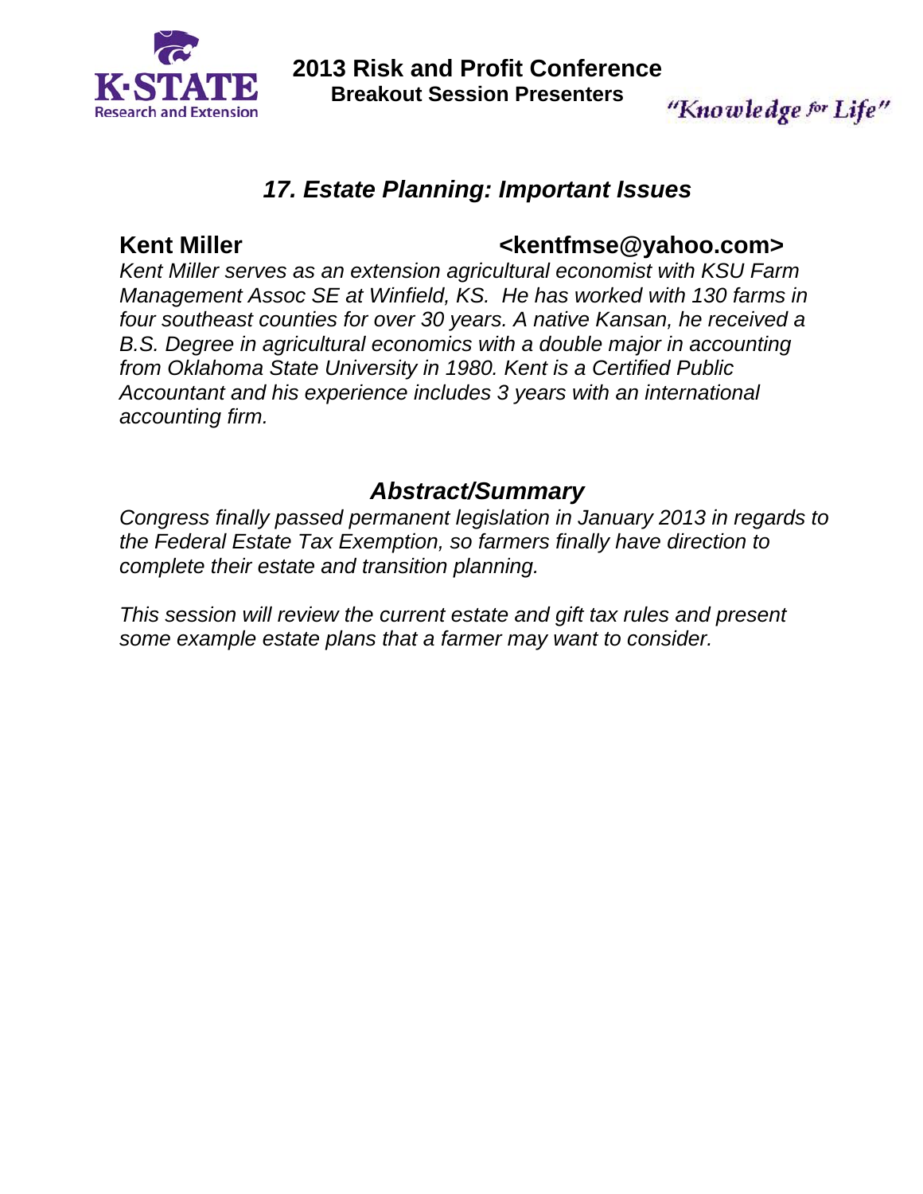# 2013 Risk and Profit Conference

**Breakout Session Presenters**

*"Knowledge for Life"*

## *17. Estate Planning: Important Issues*

**Kent Miller** **<kentfmse@yahoo.com>**

*Kent Miller serves as an extension agricultural economist with KSU Farm Management Assoc SE at Winfield, KS. He has worked with 130 farms in four southeast counties for over 30 years. A native Kansan, he received a B.S. Degree in agricultural economics with a double major in accounting from Oklahoma State University in 1980. Kent is a Certified Public Accountant and his experience includes 3 years with an international accounting firm.*

## *Abstract/Summary*

*Congress finally passed permanent legislation in January 2013 in regards to the Federal Estate Tax Exemption, so farmers finally have direction to complete their estate and transition planning.*

*This session will review the current estate and gift tax rules and present some example estate plans that a farmer may want to consider.*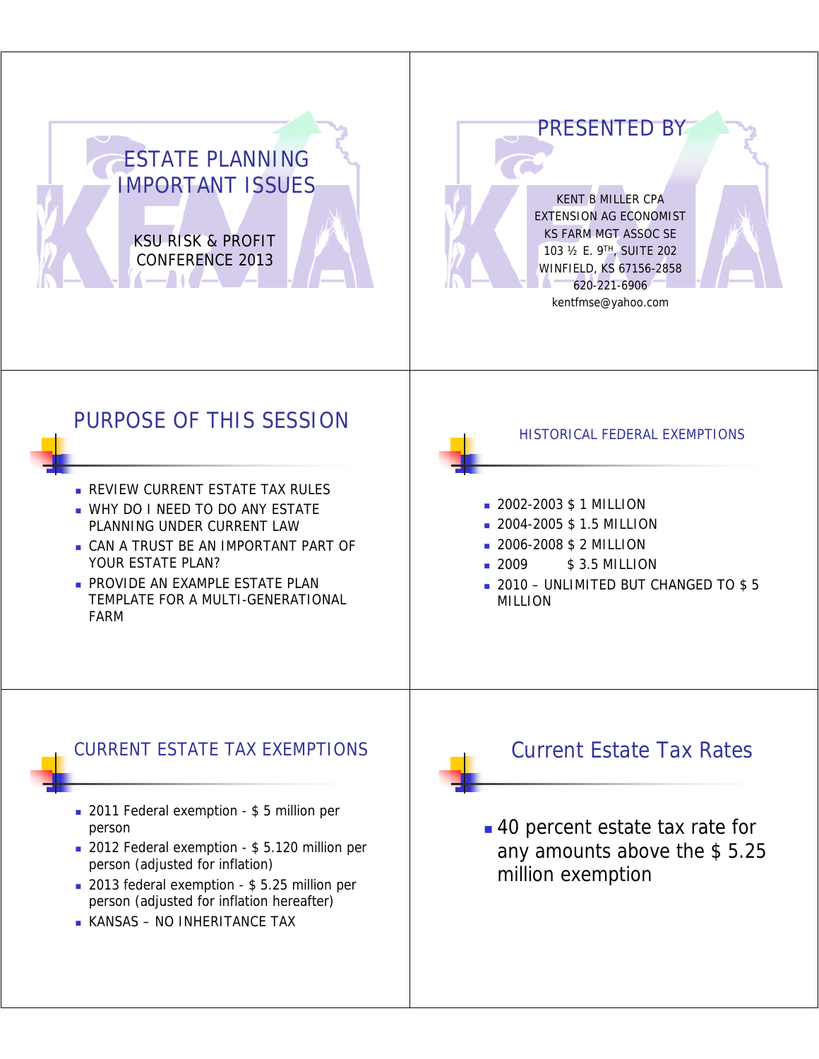# ESTATE PLANNING IMPORTANT ISSUES

KSU RISK & PROFIT CONFERENCE 2013

## PRESENTED BY

KENT B MILLER CPA
EXTENSION AG ECONOMIST
KS FARM MGT ASSOC SE
103 ½ E. 9TH, SUITE 202
WINFIELD, KS 67156-2858
620-221-6906
kentfmse@yahoo.com

## PURPOSE OF THIS SESSION

- REVIEW CURRENT ESTATE TAX RULES
- WHY DO I NEED TO DO ANY ESTATE PLANNING UNDER CURRENT LAW
- CAN A TRUST BE AN IMPORTANT PART OF YOUR ESTATE PLAN?
- PROVIDE AN EXAMPLE ESTATE PLAN TEMPLATE FOR A MULTI-GENERATIONAL FARM

## HISTORICAL FEDERAL EXEMPTIONS

- 2002-2003 $ 1 MILLION
- 2004-2005 $ 1.5 MILLION
- 2006-2008 $ 2 MILLION
- 2009 $ 3.5 MILLION
- 2010 – UNLIMITED BUT CHANGED TO $ 5 MILLION

## CURRENT ESTATE TAX EXEMPTIONS

- 2011 Federal exemption - $ 5 million per person
- 2012 Federal exemption - $ 5.120 million per person (adjusted for inflation)
- 2013 federal exemption - $ 5.25 million per person (adjusted for inflation hereafter)
- KANSAS – NO INHERITANCE TAX

## Current Estate Tax Rates

- 40 percent estate tax rate for any amounts above the $ 5.25 million exemption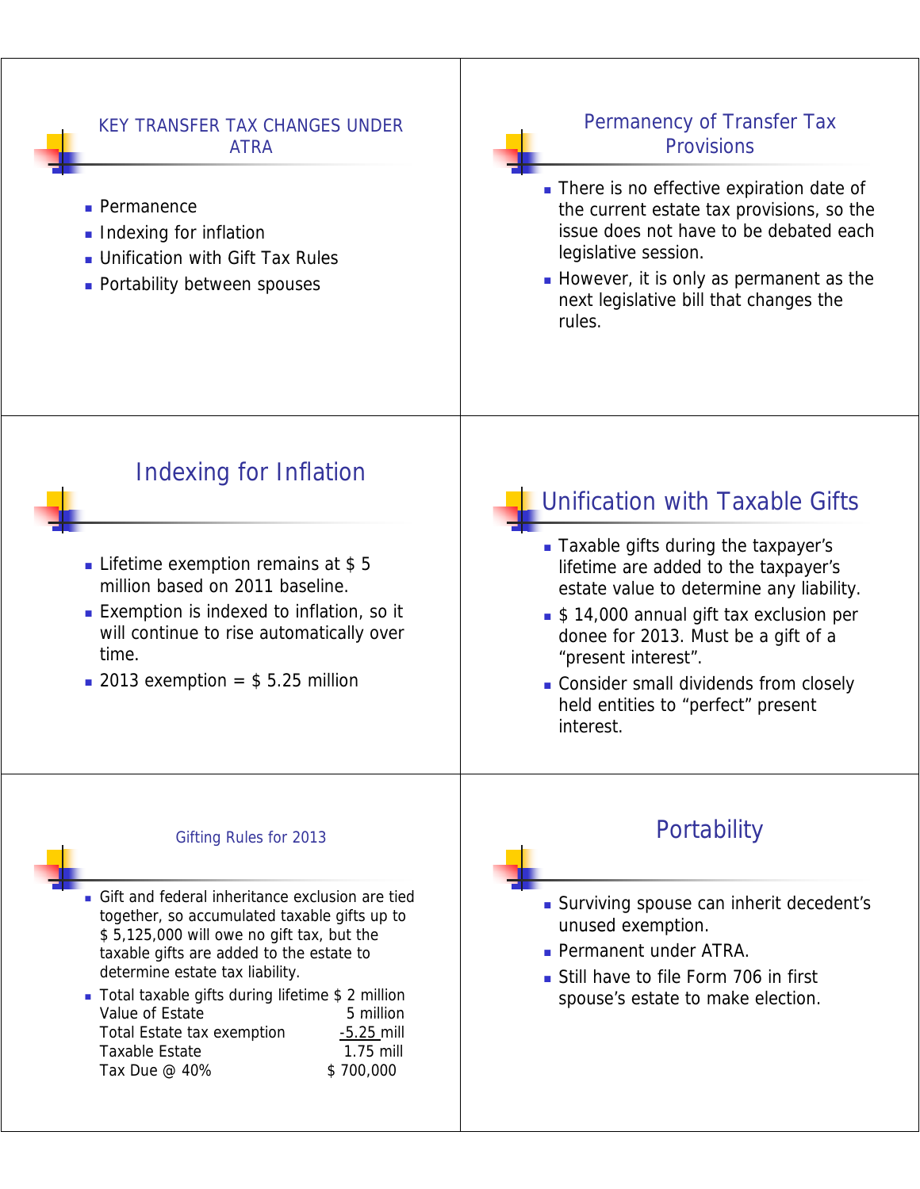## KEY TRANSFER TAX CHANGES UNDER ATRA

- Permanence
- Indexing for inflation
- Unification with Gift Tax Rules
- Portability between spouses

## Permanency of Transfer Tax Provisions

- There is no effective expiration date of the current estate tax provisions, so the issue does not have to be debated each legislative session.
- However, it is only as permanent as the next legislative bill that changes the rules.

## Indexing for Inflation

- Lifetime exemption remains at $ 5 million based on 2011 baseline.
- Exemption is indexed to inflation, so it will continue to rise automatically over time.
- 2013 exemption = $ 5.25 million

## Unification with Taxable Gifts

- Taxable gifts during the taxpayer's lifetime are added to the taxpayer's estate value to determine any liability.
- $ 14,000 annual gift tax exclusion per donee for 2013. Must be a gift of a "present interest".
- Consider small dividends from closely held entities to "perfect" present interest.

## Gifting Rules for 2013

- Gift and federal inheritance exclusion are tied together, so accumulated taxable gifts up to $ 5,125,000 will owe no gift tax, but the taxable gifts are added to the estate to determine estate tax liability.
- Total taxable gifts during lifetime $ 2 million

| | |
|---|---|
| Value of Estate | 5 million |
| Total Estate tax exemption | -5.25 mill |
| Taxable Estate | 1.75 mill |
| Tax Due @ 40% | $ 700,000 |

## Portability

- Surviving spouse can inherit decedent's unused exemption.
- Permanent under ATRA.
- Still have to file Form 706 in first spouse's estate to make election.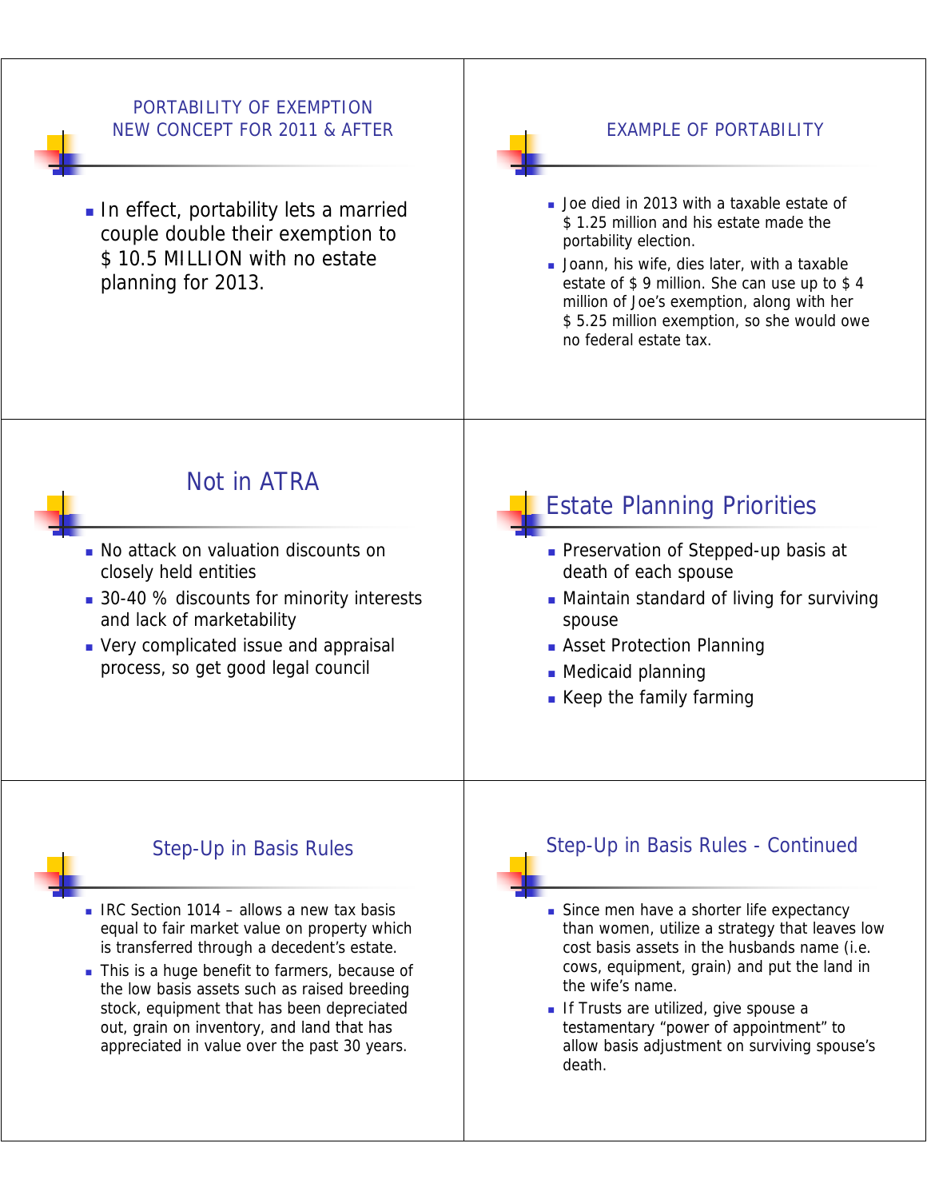## PORTABILITY OF EXEMPTION NEW CONCEPT FOR 2011 & AFTER

- In effect, portability lets a married couple double their exemption to $ 10.5 MILLION with no estate planning for 2013.

## EXAMPLE OF PORTABILITY

- Joe died in 2013 with a taxable estate of $ 1.25 million and his estate made the portability election.
- Joann, his wife, dies later, with a taxable estate of $ 9 million. She can use up to $ 4 million of Joe's exemption, along with her $ 5.25 million exemption, so she would owe no federal estate tax.

## Not in ATRA

- No attack on valuation discounts on closely held entities
- 30-40 % discounts for minority interests and lack of marketability
- Very complicated issue and appraisal process, so get good legal council

## Estate Planning Priorities

- Preservation of Stepped-up basis at death of each spouse
- Maintain standard of living for surviving spouse
- Asset Protection Planning
- Medicaid planning
- Keep the family farming

## Step-Up in Basis Rules

- IRC Section 1014 – allows a new tax basis equal to fair market value on property which is transferred through a decedent's estate.
- This is a huge benefit to farmers, because of the low basis assets such as raised breeding stock, equipment that has been depreciated out, grain on inventory, and land that has appreciated in value over the past 30 years.

## Step-Up in Basis Rules - Continued

- Since men have a shorter life expectancy than women, utilize a strategy that leaves low cost basis assets in the husbands name (i.e. cows, equipment, grain) and put the land in the wife's name.
- If Trusts are utilized, give spouse a testamentary "power of appointment" to allow basis adjustment on surviving spouse's death.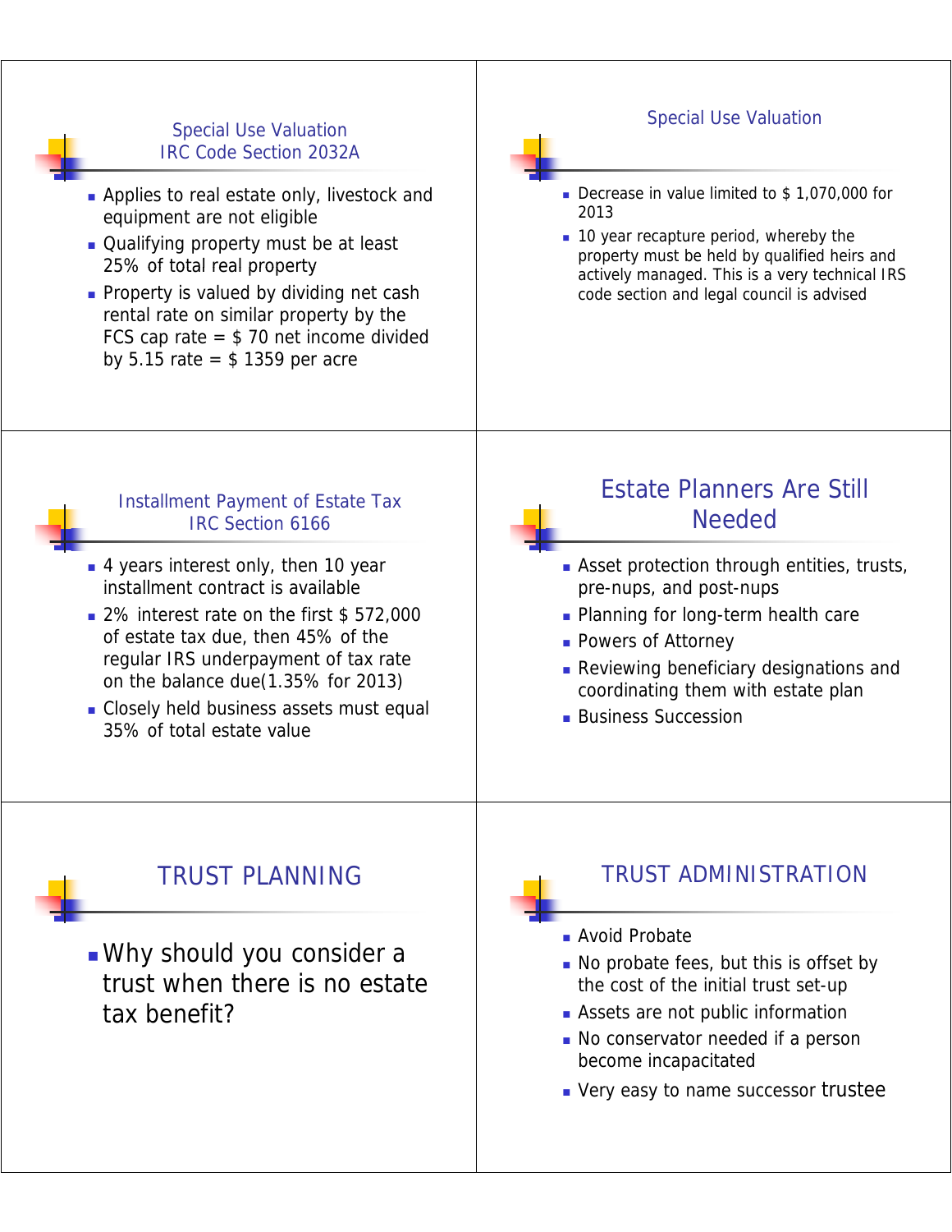## Special Use Valuation
## IRC Code Section 2032A

- Applies to real estate only, livestock and equipment are not eligible
- Qualifying property must be at least 25% of total real property
- Property is valued by dividing net cash rental rate on similar property by the FCS cap rate = $ 70 net income divided by 5.15 rate = $ 1359 per acre

## Special Use Valuation

- Decrease in value limited to $ 1,070,000 for 2013
- 10 year recapture period, whereby the property must be held by qualified heirs and actively managed. This is a very technical IRS code section and legal council is advised

## Installment Payment of Estate Tax
## IRC Section 6166

- 4 years interest only, then 10 year installment contract is available
- 2% interest rate on the first $ 572,000 of estate tax due, then 45% of the regular IRS underpayment of tax rate on the balance due(1.35% for 2013)
- Closely held business assets must equal 35% of total estate value

## Estate Planners Are Still Needed

- Asset protection through entities, trusts, pre-nups, and post-nups
- Planning for long-term health care
- Powers of Attorney
- Reviewing beneficiary designations and coordinating them with estate plan
- Business Succession

## TRUST PLANNING

- Why should you consider a trust when there is no estate tax benefit?

## TRUST ADMINISTRATION

- Avoid Probate
- No probate fees, but this is offset by the cost of the initial trust set-up
- Assets are not public information
- No conservator needed if a person become incapacitated
- Very easy to name successor trustee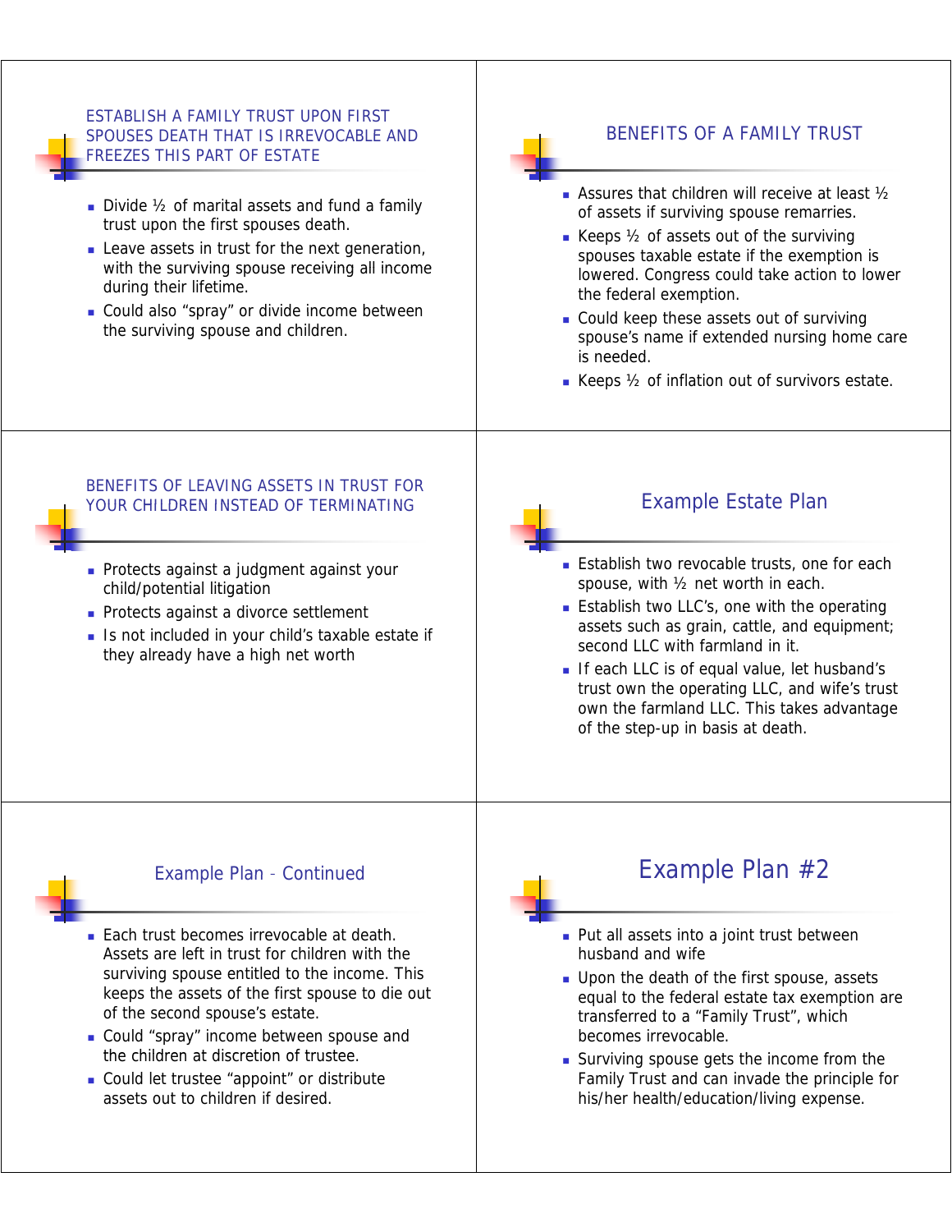## ESTABLISH A FAMILY TRUST UPON FIRST SPOUSES DEATH THAT IS IRREVOCABLE AND FREEZES THIS PART OF ESTATE

- Divide ½ of marital assets and fund a family trust upon the first spouses death.
- Leave assets in trust for the next generation, with the surviving spouse receiving all income during their lifetime.
- Could also "spray" or divide income between the surviving spouse and children.

## BENEFITS OF A FAMILY TRUST

- Assures that children will receive at least ½ of assets if surviving spouse remarries.
- Keeps ½ of assets out of the surviving spouses taxable estate if the exemption is lowered. Congress could take action to lower the federal exemption.
- Could keep these assets out of surviving spouse's name if extended nursing home care is needed.
- Keeps ½ of inflation out of survivors estate.

## BENEFITS OF LEAVING ASSETS IN TRUST FOR YOUR CHILDREN INSTEAD OF TERMINATING

- Protects against a judgment against your child/potential litigation
- Protects against a divorce settlement
- Is not included in your child's taxable estate if they already have a high net worth

## Example Estate Plan

- Establish two revocable trusts, one for each spouse, with ½ net worth in each.
- Establish two LLC's, one with the operating assets such as grain, cattle, and equipment; second LLC with farmland in it.
- If each LLC is of equal value, let husband's trust own the operating LLC, and wife's trust own the farmland LLC. This takes advantage of the step-up in basis at death.

## Example Plan - Continued

- Each trust becomes irrevocable at death. Assets are left in trust for children with the surviving spouse entitled to the income. This keeps the assets of the first spouse to die out of the second spouse's estate.
- Could "spray" income between spouse and the children at discretion of trustee.
- Could let trustee "appoint" or distribute assets out to children if desired.

## Example Plan #2

- Put all assets into a joint trust between husband and wife
- Upon the death of the first spouse, assets equal to the federal estate tax exemption are transferred to a "Family Trust", which becomes irrevocable.
- Surviving spouse gets the income from the Family Trust and can invade the principle for his/her health/education/living expense.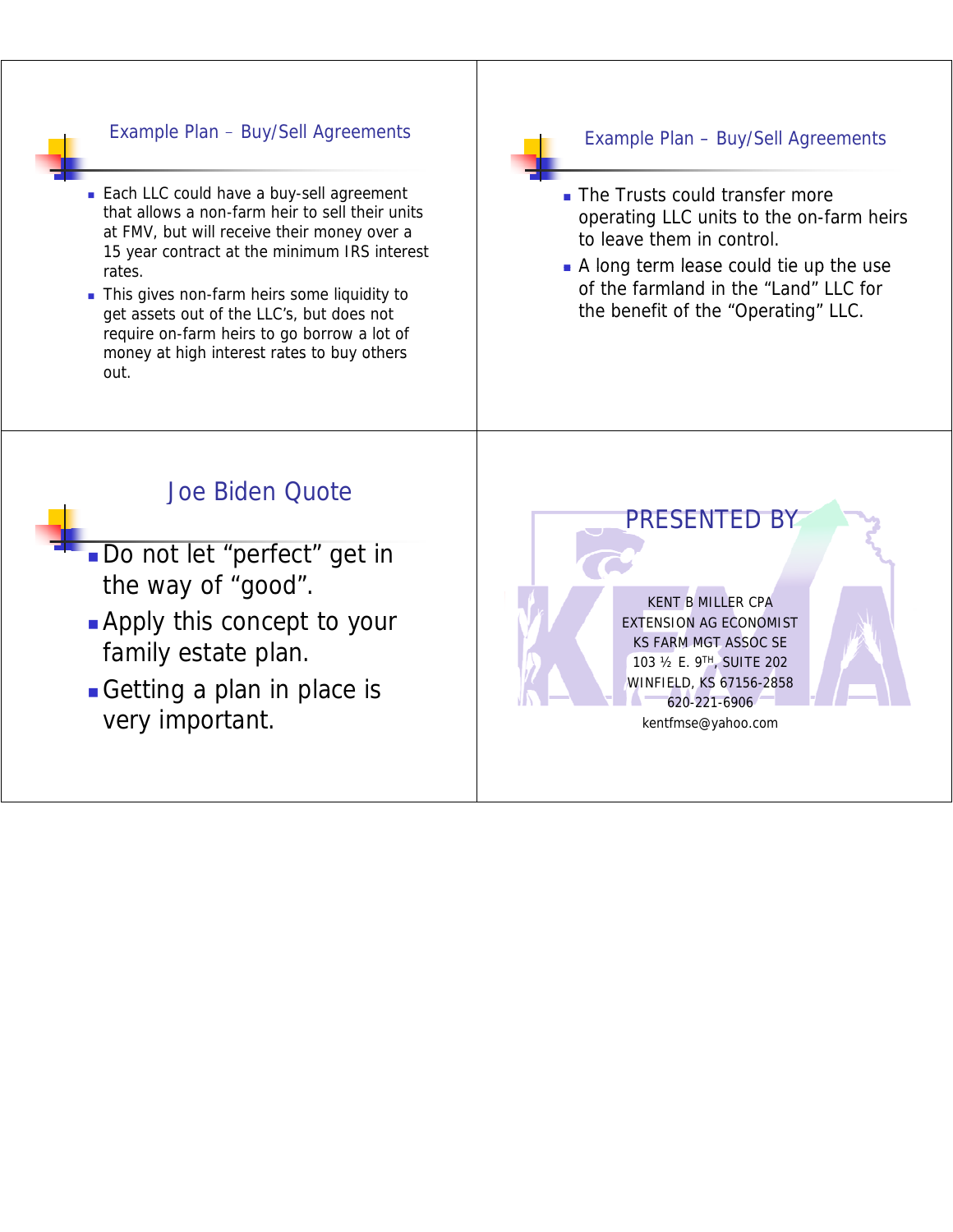## Example Plan – Buy/Sell Agreements

- Each LLC could have a buy-sell agreement that allows a non-farm heir to sell their units at FMV, but will receive their money over a 15 year contract at the minimum IRS interest rates.
- This gives non-farm heirs some liquidity to get assets out of the LLC's, but does not require on-farm heirs to go borrow a lot of money at high interest rates to buy others out.

## Example Plan – Buy/Sell Agreements

- The Trusts could transfer more operating LLC units to the on-farm heirs to leave them in control.
- A long term lease could tie up the use of the farmland in the "Land" LLC for the benefit of the "Operating" LLC.

## Joe Biden Quote

- Do not let "perfect" get in the way of "good".
- Apply this concept to your family estate plan.
- Getting a plan in place is very important.

## PRESENTED BY

KENT B MILLER CPA
EXTENSION AG ECONOMIST
KS FARM MGT ASSOC SE
103 ½ E. 9TH, SUITE 202
WINFIELD, KS 67156-2858
620-221-6906
kentfmse@yahoo.com